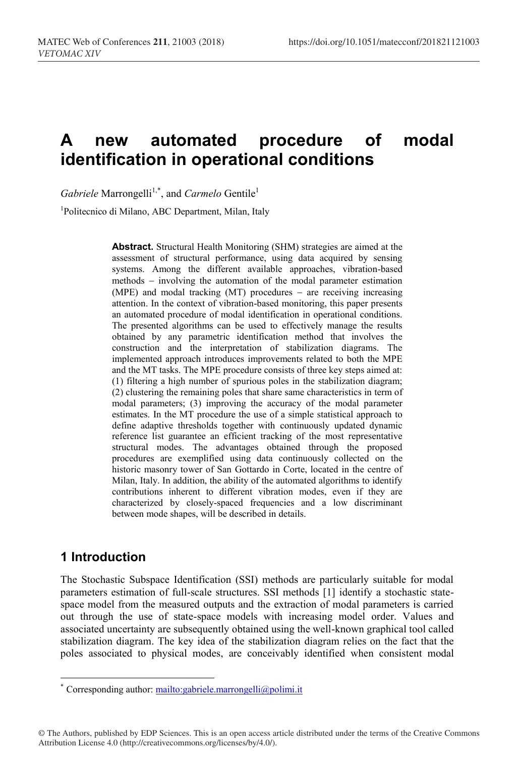# A new automated procedure of modal identification in operational conditions

*Gabriele* Marrongelli[1,*], and *Carmelo* Gentile[1]

[1]Politecnico di Milano, ABC Department, Milan, Italy

**Abstract.** Structural Health Monitoring (SHM) strategies are aimed at the assessment of structural performance, using data acquired by sensing systems. Among the different available approaches, vibration-based methods – involving the automation of the modal parameter estimation (MPE) and modal tracking (MT) procedures – are receiving increasing attention. In the context of vibration-based monitoring, this paper presents an automated procedure of modal identification in operational conditions. The presented algorithms can be used to effectively manage the results obtained by any parametric identification method that involves the construction and the interpretation of stabilization diagrams. The implemented approach introduces improvements related to both the MPE and the MT tasks. The MPE procedure consists of three key steps aimed at: (1) filtering a high number of spurious poles in the stabilization diagram; (2) clustering the remaining poles that share same characteristics in term of modal parameters; (3) improving the accuracy of the modal parameter estimates. In the MT procedure the use of a simple statistical approach to define adaptive thresholds together with continuously updated dynamic reference list guarantee an efficient tracking of the most representative structural modes. The advantages obtained through the proposed procedures are exemplified using data continuously collected on the historic masonry tower of San Gottardo in Corte, located in the centre of Milan, Italy. In addition, the ability of the automated algorithms to identify contributions inherent to different vibration modes, even if they are characterized by closely-spaced frequencies and a low discriminant between mode shapes, will be described in details.

## 1 Introduction

The Stochastic Subspace Identification (SSI) methods are particularly suitable for modal parameters estimation of full-scale structures. SSI methods [1] identify a stochastic state-space model from the measured outputs and the extraction of modal parameters is carried out through the use of state-space models with increasing model order. Values and associated uncertainty are subsequently obtained using the well-known graphical tool called stabilization diagram. The key idea of the stabilization diagram relies on the fact that the poles associated to physical modes, are conceivably identified when consistent modal

---

[*] Corresponding author: mailto:gabriele.marrongelli@polimi.it

© The Authors, published by EDP Sciences. This is an open access article distributed under the terms of the Creative Commons Attribution License 4.0 (http://creativecommons.org/licenses/by/4.0/).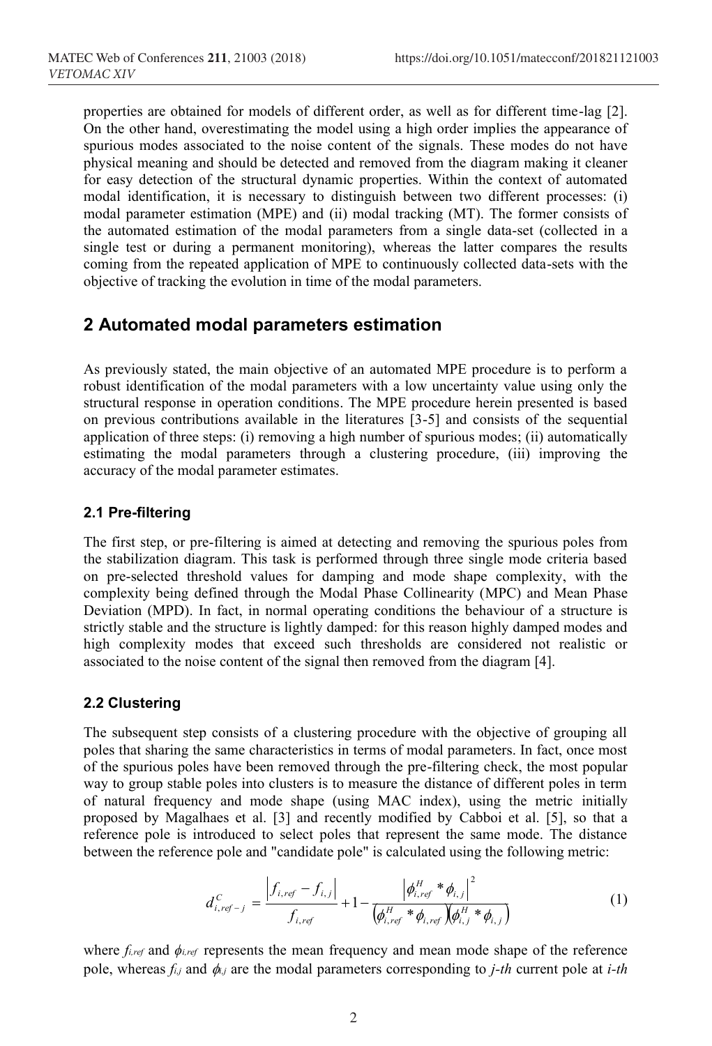properties are obtained for models of different order, as well as for different time-lag [2]. On the other hand, overestimating the model using a high order implies the appearance of spurious modes associated to the noise content of the signals. These modes do not have physical meaning and should be detected and removed from the diagram making it cleaner for easy detection of the structural dynamic properties. Within the context of automated modal identification, it is necessary to distinguish between two different processes: (i) modal parameter estimation (MPE) and (ii) modal tracking (MT). The former consists of the automated estimation of the modal parameters from a single data-set (collected in a single test or during a permanent monitoring), whereas the latter compares the results coming from the repeated application of MPE to continuously collected data-sets with the objective of tracking the evolution in time of the modal parameters.

## 2 Automated modal parameters estimation

As previously stated, the main objective of an automated MPE procedure is to perform a robust identification of the modal parameters with a low uncertainty value using only the structural response in operation conditions. The MPE procedure herein presented is based on previous contributions available in the literatures [3-5] and consists of the sequential application of three steps: (i) removing a high number of spurious modes; (ii) automatically estimating the modal parameters through a clustering procedure, (iii) improving the accuracy of the modal parameter estimates.

### 2.1 Pre-filtering

The first step, or pre-filtering is aimed at detecting and removing the spurious poles from the stabilization diagram. This task is performed through three single mode criteria based on pre-selected threshold values for damping and mode shape complexity, with the complexity being defined through the Modal Phase Collinearity (MPC) and Mean Phase Deviation (MPD). In fact, in normal operating conditions the behaviour of a structure is strictly stable and the structure is lightly damped: for this reason highly damped modes and high complexity modes that exceed such thresholds are considered not realistic or associated to the noise content of the signal then removed from the diagram [4].

### 2.2 Clustering

The subsequent step consists of a clustering procedure with the objective of grouping all poles that sharing the same characteristics in terms of modal parameters. In fact, once most of the spurious poles have been removed through the pre-filtering check, the most popular way to group stable poles into clusters is to measure the distance of different poles in term of natural frequency and mode shape (using MAC index), using the metric initially proposed by Magalhaes et al. [3] and recently modified by Cabboi et al. [5], so that a reference pole is introduced to select poles that represent the same mode. The distance between the reference pole and "candidate pole" is calculated using the following metric:

$$d^{C}_{i,ref-j} = \frac{\left| f_{i,ref} - f_{i,j} \right|}{f_{i,ref}} + 1 - \frac{\left| \phi^{H}_{i,ref} * \phi_{i,j} \right|^{2}}{\left( \phi^{H}_{i,ref} * \phi_{i,ref} \right)\left( \phi^{H}_{i,j} * \phi_{i,j} \right)} \tag{1}$$

where $f_{i,ref}$ and $\phi_{i,ref}$ represents the mean frequency and mean mode shape of the reference pole, whereas $f_{i,j}$ and $\phi_{i,j}$ are the modal parameters corresponding to *j-th* current pole at *i-th*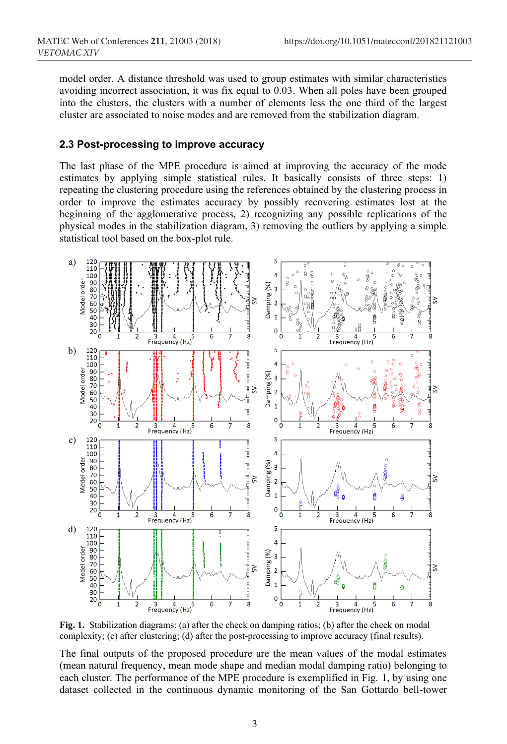model order. A distance threshold was used to group estimates with similar characteristics avoiding incorrect association, it was fix equal to 0.03. When all poles have been grouped into the clusters, the clusters with a number of elements less the one third of the largest cluster are associated to noise modes and are removed from the stabilization diagram.

### 2.3 Post-processing to improve accuracy

The last phase of the MPE procedure is aimed at improving the accuracy of the mode estimates by applying simple statistical rules. It basically consists of three steps: 1) repeating the clustering procedure using the references obtained by the clustering process in order to improve the estimates accuracy by possibly recovering estimates lost at the beginning of the agglomerative process, 2) recognizing any possible replications of the physical modes in the stabilization diagram, 3) removing the outliers by applying a simple statistical tool based on the box-plot rule.

**Fig. 1.** Stabilization diagrams: (a) after the check on damping ratios; (b) after the check on modal complexity; (c) after clustering; (d) after the post-processing to improve accuracy (final results).

The final outputs of the proposed procedure are the mean values of the modal estimates (mean natural frequency, mean mode shape and median modal damping ratio) belonging to each cluster. The performance of the MPE procedure is exemplified in Fig. 1, by using one dataset collected in the continuous dynamic monitoring of the San Gottardo bell-tower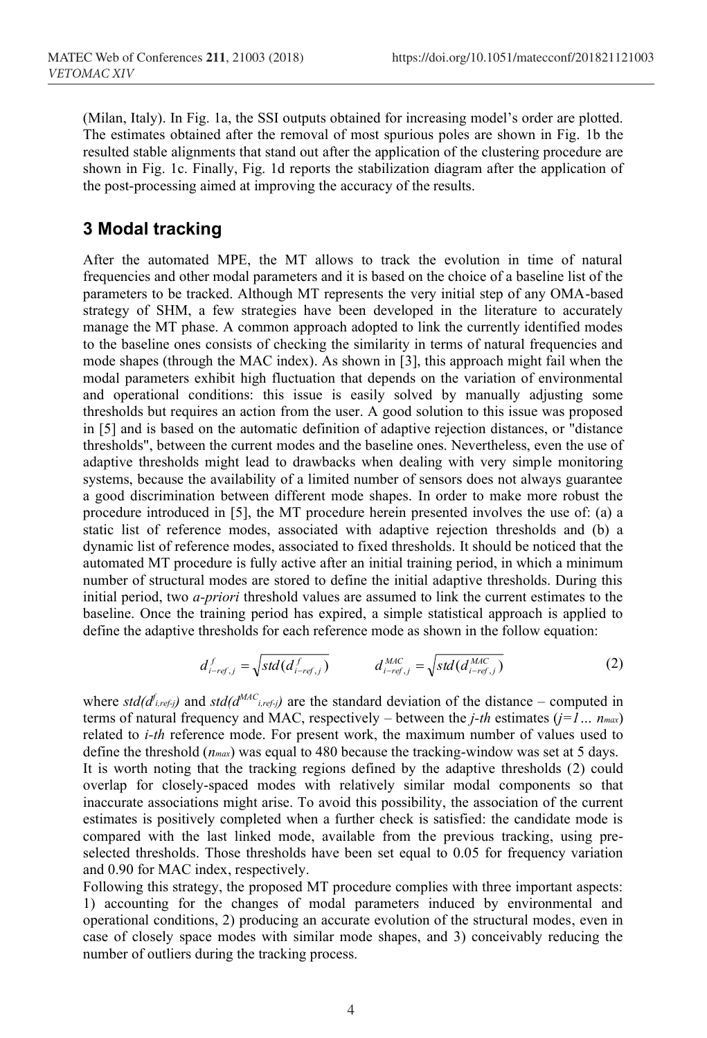(Milan, Italy). In Fig. 1a, the SSI outputs obtained for increasing model's order are plotted. The estimates obtained after the removal of most spurious poles are shown in Fig. 1b the resulted stable alignments that stand out after the application of the clustering procedure are shown in Fig. 1c. Finally, Fig. 1d reports the stabilization diagram after the application of the post-processing aimed at improving the accuracy of the results.

## 3 Modal tracking

After the automated MPE, the MT allows to track the evolution in time of natural frequencies and other modal parameters and it is based on the choice of a baseline list of the parameters to be tracked. Although MT represents the very initial step of any OMA-based strategy of SHM, a few strategies have been developed in the literature to accurately manage the MT phase. A common approach adopted to link the currently identified modes to the baseline ones consists of checking the similarity in terms of natural frequencies and mode shapes (through the MAC index). As shown in [3], this approach might fail when the modal parameters exhibit high fluctuation that depends on the variation of environmental and operational conditions: this issue is easily solved by manually adjusting some thresholds but requires an action from the user. A good solution to this issue was proposed in [5] and is based on the automatic definition of adaptive rejection distances, or "distance thresholds", between the current modes and the baseline ones. Nevertheless, even the use of adaptive thresholds might lead to drawbacks when dealing with very simple monitoring systems, because the availability of a limited number of sensors does not always guarantee a good discrimination between different mode shapes. In order to make more robust the procedure introduced in [5], the MT procedure herein presented involves the use of: (a) a static list of reference modes, associated with adaptive rejection thresholds and (b) a dynamic list of reference modes, associated to fixed thresholds. It should be noticed that the automated MT procedure is fully active after an initial training period, in which a minimum number of structural modes are stored to define the initial adaptive thresholds. During this initial period, two *a-priori* threshold values are assumed to link the current estimates to the baseline. Once the training period has expired, a simple statistical approach is applied to define the adaptive thresholds for each reference mode as shown in the follow equation:

$$d^{f}_{i-ref,j} = \sqrt{std(d^{f}_{i-ref,j})} \qquad d^{MAC}_{i-ref,j} = \sqrt{std(d^{MAC}_{i-ref,j})} \tag{2}$$

where $std(d^{f}_{i,ref\text{-}j})$ and $std(d^{MAC}_{i,ref\text{-}j})$ are the standard deviation of the distance – computed in terms of natural frequency and MAC, respectively – between the *j-th* estimates ($j=1 \dots n_{max}$) related to *i-th* reference mode. For present work, the maximum number of values used to define the threshold ($n_{max}$) was equal to 480 because the tracking-window was set at 5 days.

It is worth noting that the tracking regions defined by the adaptive thresholds (2) could overlap for closely-spaced modes with relatively similar modal components so that inaccurate associations might arise. To avoid this possibility, the association of the current estimates is positively completed when a further check is satisfied: the candidate mode is compared with the last linked mode, available from the previous tracking, using pre-selected thresholds. Those thresholds have been set equal to 0.05 for frequency variation and 0.90 for MAC index, respectively.

Following this strategy, the proposed MT procedure complies with three important aspects: 1) accounting for the changes of modal parameters induced by environmental and operational conditions, 2) producing an accurate evolution of the structural modes, even in case of closely space modes with similar mode shapes, and 3) conceivably reducing the number of outliers during the tracking process.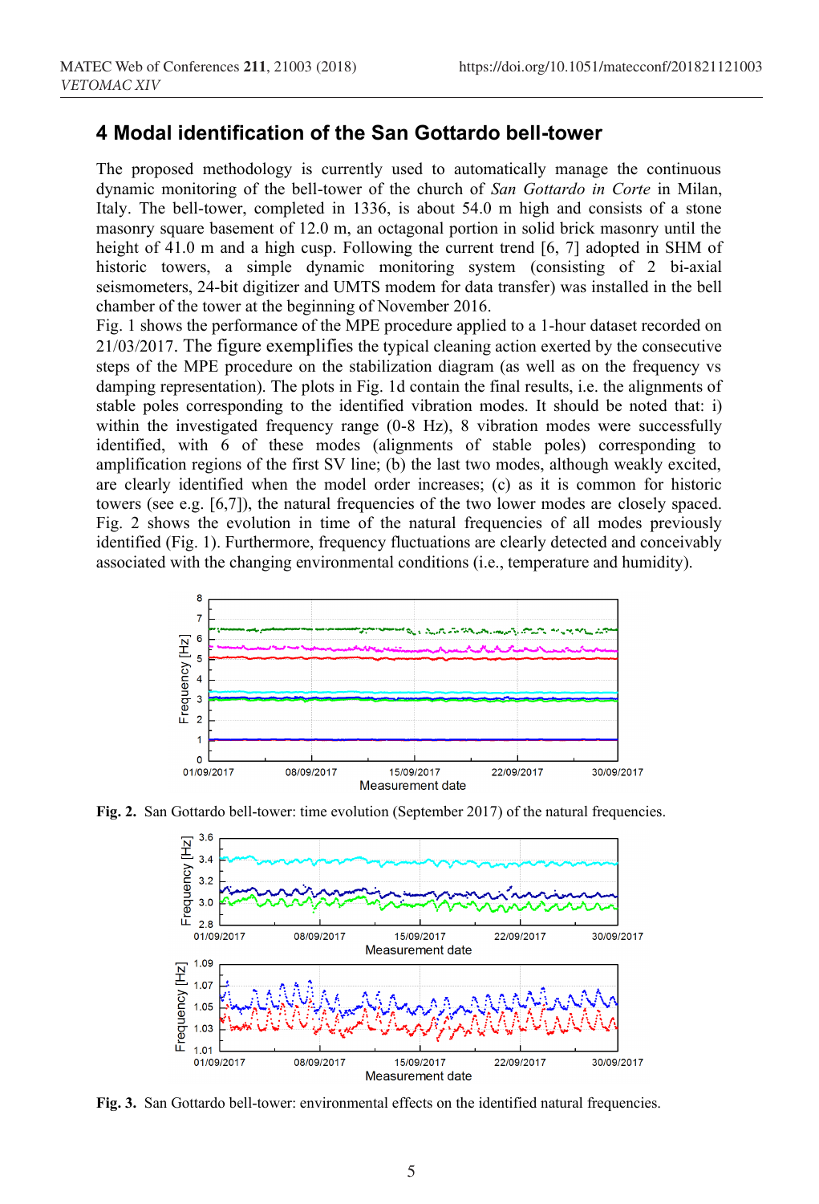## 4 Modal identification of the San Gottardo bell-tower

The proposed methodology is currently used to automatically manage the continuous dynamic monitoring of the bell-tower of the church of *San Gottardo in Corte* in Milan, Italy. The bell-tower, completed in 1336, is about 54.0 m high and consists of a stone masonry square basement of 12.0 m, an octagonal portion in solid brick masonry until the height of 41.0 m and a high cusp. Following the current trend [6, 7] adopted in SHM of historic towers, a simple dynamic monitoring system (consisting of 2 bi-axial seismometers, 24-bit digitizer and UMTS modem for data transfer) was installed in the bell chamber of the tower at the beginning of November 2016.

Fig. 1 shows the performance of the MPE procedure applied to a 1-hour dataset recorded on 21/03/2017. The figure exemplifies the typical cleaning action exerted by the consecutive steps of the MPE procedure on the stabilization diagram (as well as on the frequency vs damping representation). The plots in Fig. 1d contain the final results, i.e. the alignments of stable poles corresponding to the identified vibration modes. It should be noted that: i) within the investigated frequency range (0-8 Hz), 8 vibration modes were successfully identified, with 6 of these modes (alignments of stable poles) corresponding to amplification regions of the first SV line; (b) the last two modes, although weakly excited, are clearly identified when the model order increases; (c) as it is common for historic towers (see e.g. [6,7]), the natural frequencies of the two lower modes are closely spaced. Fig. 2 shows the evolution in time of the natural frequencies of all modes previously identified (Fig. 1). Furthermore, frequency fluctuations are clearly detected and conceivably associated with the changing environmental conditions (i.e., temperature and humidity).

**Fig. 2.** San Gottardo bell-tower: time evolution (September 2017) of the natural frequencies.

**Fig. 3.** San Gottardo bell-tower: environmental effects on the identified natural frequencies.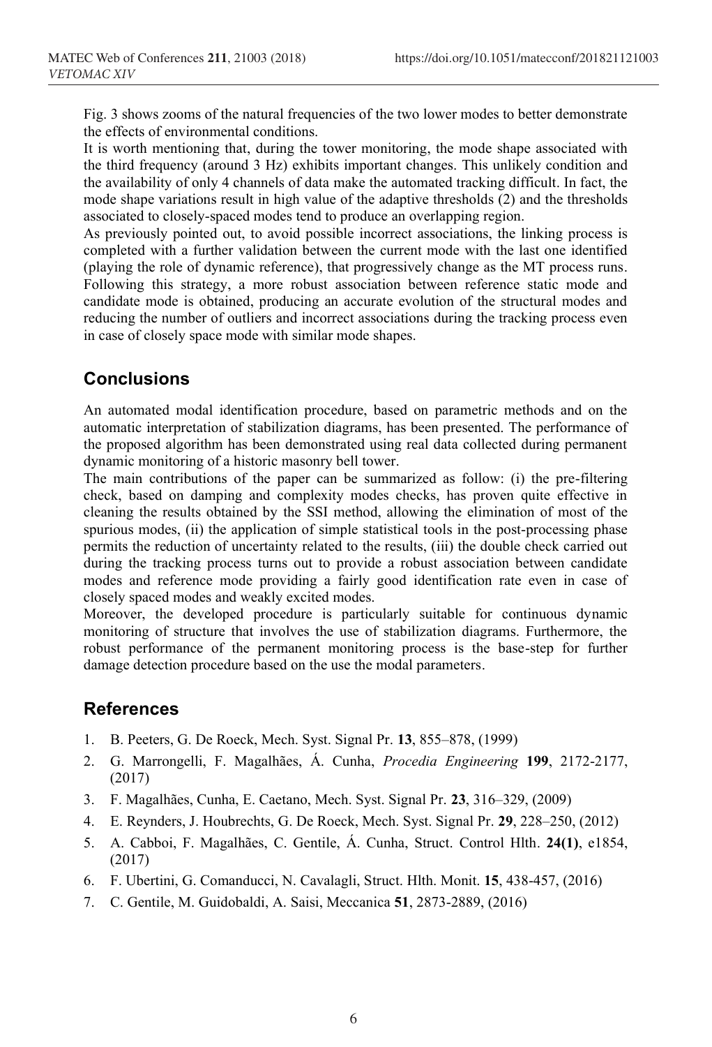Fig. 3 shows zooms of the natural frequencies of the two lower modes to better demonstrate the effects of environmental conditions.

It is worth mentioning that, during the tower monitoring, the mode shape associated with the third frequency (around 3 Hz) exhibits important changes. This unlikely condition and the availability of only 4 channels of data make the automated tracking difficult. In fact, the mode shape variations result in high value of the adaptive thresholds (2) and the thresholds associated to closely-spaced modes tend to produce an overlapping region.

As previously pointed out, to avoid possible incorrect associations, the linking process is completed with a further validation between the current mode with the last one identified (playing the role of dynamic reference), that progressively change as the MT process runs. Following this strategy, a more robust association between reference static mode and candidate mode is obtained, producing an accurate evolution of the structural modes and reducing the number of outliers and incorrect associations during the tracking process even in case of closely space mode with similar mode shapes.

## Conclusions

An automated modal identification procedure, based on parametric methods and on the automatic interpretation of stabilization diagrams, has been presented. The performance of the proposed algorithm has been demonstrated using real data collected during permanent dynamic monitoring of a historic masonry bell tower.

The main contributions of the paper can be summarized as follow: (i) the pre-filtering check, based on damping and complexity modes checks, has proven quite effective in cleaning the results obtained by the SSI method, allowing the elimination of most of the spurious modes, (ii) the application of simple statistical tools in the post-processing phase permits the reduction of uncertainty related to the results, (iii) the double check carried out during the tracking process turns out to provide a robust association between candidate modes and reference mode providing a fairly good identification rate even in case of closely spaced modes and weakly excited modes.

Moreover, the developed procedure is particularly suitable for continuous dynamic monitoring of structure that involves the use of stabilization diagrams. Furthermore, the robust performance of the permanent monitoring process is the base-step for further damage detection procedure based on the use the modal parameters.

## References

1. B. Peeters, G. De Roeck, Mech. Syst. Signal Pr. **13**, 855–878, (1999)
2. G. Marrongelli, F. Magalhães, Á. Cunha, *Procedia Engineering* **199**, 2172-2177, (2017)
3. F. Magalhães, Cunha, E. Caetano, Mech. Syst. Signal Pr. **23**, 316–329, (2009)
4. E. Reynders, J. Houbrechts, G. De Roeck, Mech. Syst. Signal Pr. **29**, 228–250, (2012)
5. A. Cabboi, F. Magalhães, C. Gentile, Á. Cunha, Struct. Control Hlth. **24(1)**, e1854, (2017)
6. F. Ubertini, G. Comanducci, N. Cavalagli, Struct. Hlth. Monit. **15**, 438-457, (2016)
7. C. Gentile, M. Guidobaldi, A. Saisi, Meccanica **51**, 2873-2889, (2016)